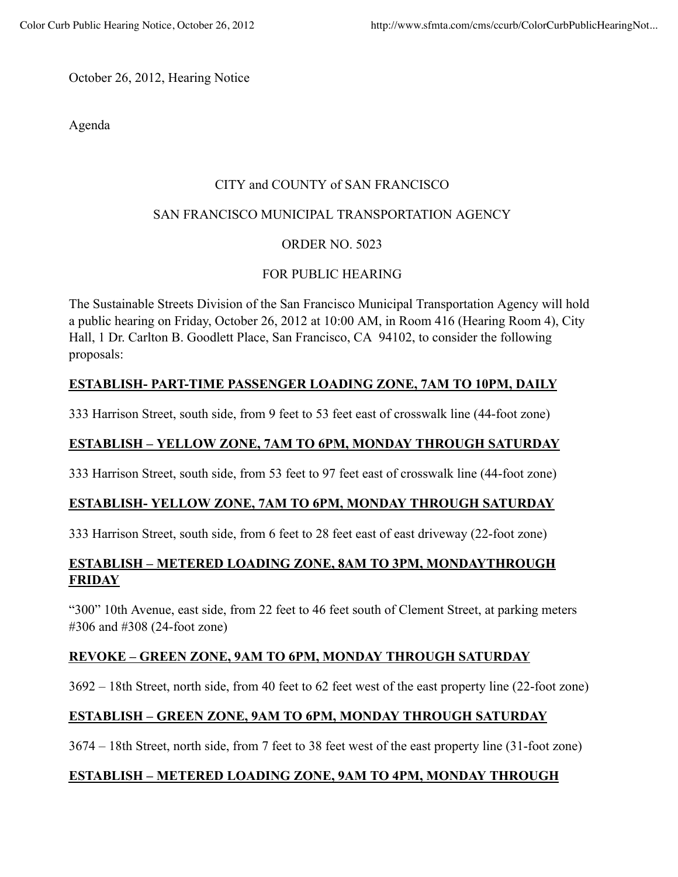October 26, 2012, Hearing Notice

Agenda

CITY and COUNTY of SAN FRANCISCO

SAN FRANCISCO MUNICIPAL TRANSPORTATION AGENCY

ORDER NO. 5023

FOR PUBLIC HEARING

The Sustainable Streets Division of the San Francisco Municipal Transportation Agency will hold a public hearing on Friday, October 26, 2012 at 10:00 AM, in Room 416 (Hearing Room 4), City Hall, 1 Dr. Carlton B. Goodlett Place, San Francisco, CA 94102, to consider the following proposals:

**ESTABLISH- PART-TIME PASSENGER LOADING ZONE, 7AM TO 10PM, DAILY**

333 Harrison Street, south side, from 9 feet to 53 feet east of crosswalk line (44-foot zone)

**ESTABLISH – YELLOW ZONE, 7AM TO 6PM, MONDAY THROUGH SATURDAY**

333 Harrison Street, south side, from 53 feet to 97 feet east of crosswalk line (44-foot zone)

**ESTABLISH- YELLOW ZONE, 7AM TO 6PM, MONDAY THROUGH SATURDAY**

333 Harrison Street, south side, from 6 feet to 28 feet east of east driveway (22-foot zone)

**ESTABLISH – METERED LOADING ZONE, 8AM TO 3PM, MONDAYTHROUGH FRIDAY**

"300" 10th Avenue, east side, from 22 feet to 46 feet south of Clement Street, at parking meters #306 and #308 (24-foot zone)

**REVOKE – GREEN ZONE, 9AM TO 6PM, MONDAY THROUGH SATURDAY**

3692 – 18th Street, north side, from 40 feet to 62 feet west of the east property line (22-foot zone)

**ESTABLISH – GREEN ZONE, 9AM TO 6PM, MONDAY THROUGH SATURDAY**

3674 – 18th Street, north side, from 7 feet to 38 feet west of the east property line (31-foot zone)

**ESTABLISH – METERED LOADING ZONE, 9AM TO 4PM, MONDAY THROUGH**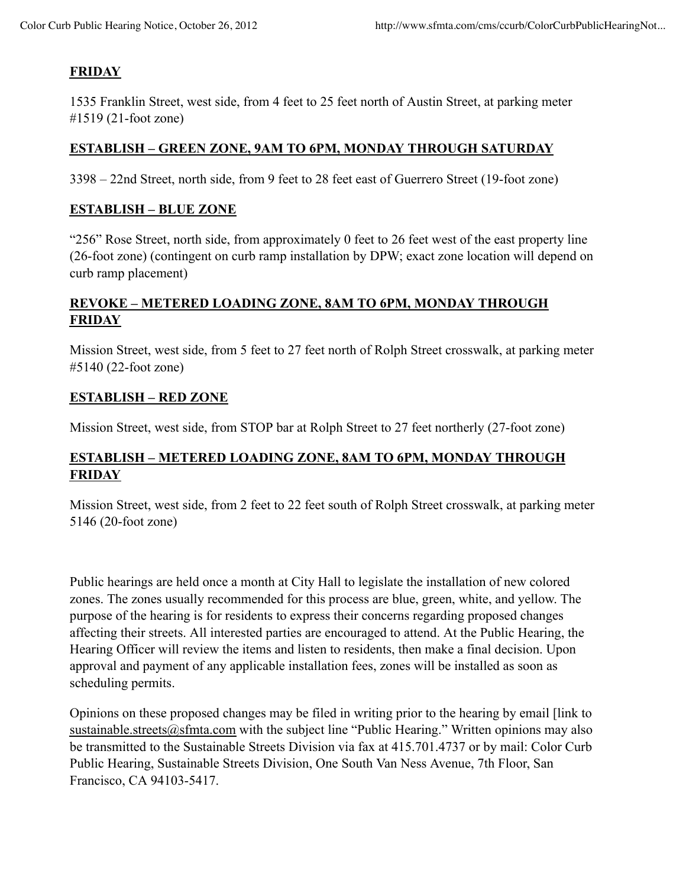**FRIDAY**

1535 Franklin Street, west side, from 4 feet to 25 feet north of Austin Street, at parking meter #1519 (21-foot zone)

**ESTABLISH – GREEN ZONE, 9AM TO 6PM, MONDAY THROUGH SATURDAY**

3398 – 22nd Street, north side, from 9 feet to 28 feet east of Guerrero Street (19-foot zone)

**ESTABLISH – BLUE ZONE**

"256" Rose Street, north side, from approximately 0 feet to 26 feet west of the east property line (26-foot zone) (contingent on curb ramp installation by DPW; exact zone location will depend on curb ramp placement)

**REVOKE – METERED LOADING ZONE, 8AM TO 6PM, MONDAY THROUGH FRIDAY**

Mission Street, west side, from 5 feet to 27 feet north of Rolph Street crosswalk, at parking meter #5140 (22-foot zone)

**ESTABLISH – RED ZONE**

Mission Street, west side, from STOP bar at Rolph Street to 27 feet northerly (27-foot zone)

**ESTABLISH – METERED LOADING ZONE, 8AM TO 6PM, MONDAY THROUGH FRIDAY**

Mission Street, west side, from 2 feet to 22 feet south of Rolph Street crosswalk, at parking meter 5146 (20-foot zone)

Public hearings are held once a month at City Hall to legislate the installation of new colored zones. The zones usually recommended for this process are blue, green, white, and yellow. The purpose of the hearing is for residents to express their concerns regarding proposed changes affecting their streets. All interested parties are encouraged to attend. At the Public Hearing, the Hearing Officer will review the items and listen to residents, then make a final decision. Upon approval and payment of any applicable installation fees, zones will be installed as soon as scheduling permits.

Opinions on these proposed changes may be filed in writing prior to the hearing by email [link to sustainable.streets@sfmta.com with the subject line "Public Hearing." Written opinions may also be transmitted to the Sustainable Streets Division via fax at 415.701.4737 or by mail: Color Curb Public Hearing, Sustainable Streets Division, One South Van Ness Avenue, 7th Floor, San Francisco, CA 94103-5417.